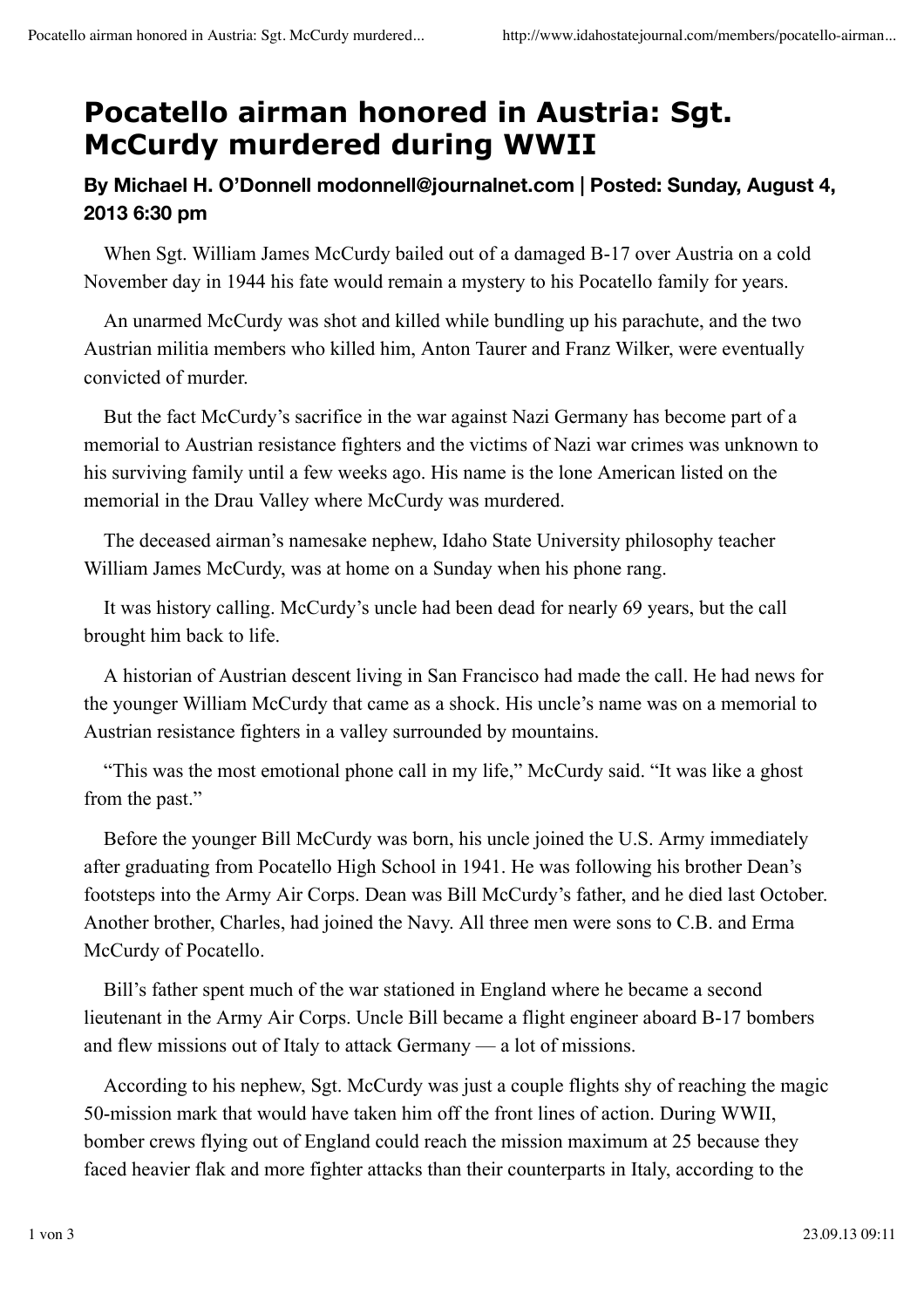# Pocatello airman honored in Austria: Sgt. McCurdy murdered during WWII

### By Michael H. O'Donnell modonnell@journalnet.com | Posted: Sunday, August 4, 2013 6:30 pm

When Sgt. William James McCurdy bailed out of a damaged B-17 over Austria on a cold November day in 1944 his fate would remain a mystery to his Pocatello family for years.

An unarmed McCurdy was shot and killed while bundling up his parachute, and the two Austrian militia members who killed him, Anton Taurer and Franz Wilker, were eventually convicted of murder.

But the fact McCurdy's sacrifice in the war against Nazi Germany has become part of a memorial to Austrian resistance fighters and the victims of Nazi war crimes was unknown to his surviving family until a few weeks ago. His name is the lone American listed on the memorial in the Drau Valley where McCurdy was murdered.

The deceased airman's namesake nephew, Idaho State University philosophy teacher William James McCurdy, was at home on a Sunday when his phone rang.

It was history calling. McCurdy's uncle had been dead for nearly 69 years, but the call brought him back to life.

A historian of Austrian descent living in San Francisco had made the call. He had news for the younger William McCurdy that came as a shock. His uncle's name was on a memorial to Austrian resistance fighters in a valley surrounded by mountains.

"This was the most emotional phone call in my life," McCurdy said. "It was like a ghost from the past."

Before the younger Bill McCurdy was born, his uncle joined the U.S. Army immediately after graduating from Pocatello High School in 1941. He was following his brother Dean's footsteps into the Army Air Corps. Dean was Bill McCurdy's father, and he died last October. Another brother, Charles, had joined the Navy. All three men were sons to C.B. and Erma McCurdy of Pocatello.

Bill's father spent much of the war stationed in England where he became a second lieutenant in the Army Air Corps. Uncle Bill became a flight engineer aboard B-17 bombers and flew missions out of Italy to attack Germany — a lot of missions.

According to his nephew, Sgt. McCurdy was just a couple flights shy of reaching the magic 50-mission mark that would have taken him off the front lines of action. During WWII, bomber crews flying out of England could reach the mission maximum at 25 because they faced heavier flak and more fighter attacks than their counterparts in Italy, according to the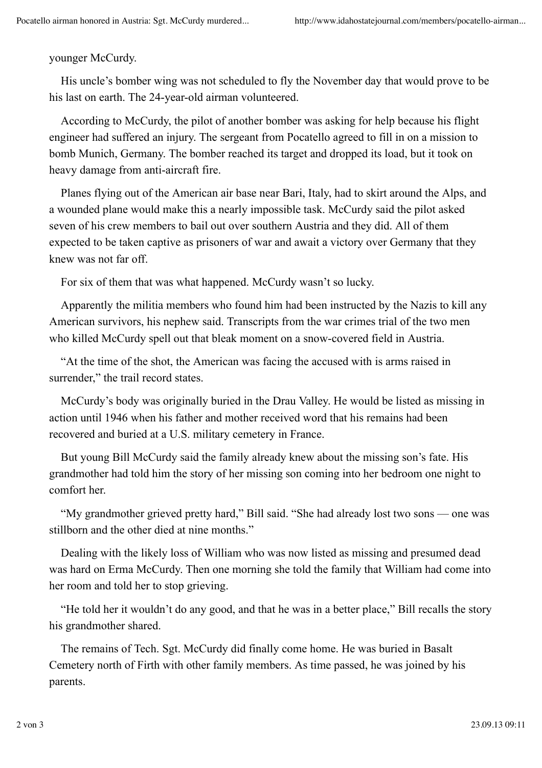younger McCurdy.

His uncle's bomber wing was not scheduled to fly the November day that would prove to be his last on earth. The 24-year-old airman volunteered.

According to McCurdy, the pilot of another bomber was asking for help because his flight engineer had suffered an injury. The sergeant from Pocatello agreed to fill in on a mission to bomb Munich, Germany. The bomber reached its target and dropped its load, but it took on heavy damage from anti-aircraft fire.

Planes flying out of the American air base near Bari, Italy, had to skirt around the Alps, and a wounded plane would make this a nearly impossible task. McCurdy said the pilot asked seven of his crew members to bail out over southern Austria and they did. All of them expected to be taken captive as prisoners of war and await a victory over Germany that they knew was not far off.

For six of them that was what happened. McCurdy wasn't so lucky.

Apparently the militia members who found him had been instructed by the Nazis to kill any American survivors, his nephew said. Transcripts from the war crimes trial of the two men who killed McCurdy spell out that bleak moment on a snow-covered field in Austria.

"At the time of the shot, the American was facing the accused with is arms raised in surrender," the trail record states.

McCurdy's body was originally buried in the Drau Valley. He would be listed as missing in action until 1946 when his father and mother received word that his remains had been recovered and buried at a U.S. military cemetery in France.

But young Bill McCurdy said the family already knew about the missing son's fate. His grandmother had told him the story of her missing son coming into her bedroom one night to comfort her.

"My grandmother grieved pretty hard," Bill said. "She had already lost two sons — one was stillborn and the other died at nine months."

Dealing with the likely loss of William who was now listed as missing and presumed dead was hard on Erma McCurdy. Then one morning she told the family that William had come into her room and told her to stop grieving.

"He told her it wouldn't do any good, and that he was in a better place," Bill recalls the story his grandmother shared.

The remains of Tech. Sgt. McCurdy did finally come home. He was buried in Basalt Cemetery north of Firth with other family members. As time passed, he was joined by his parents.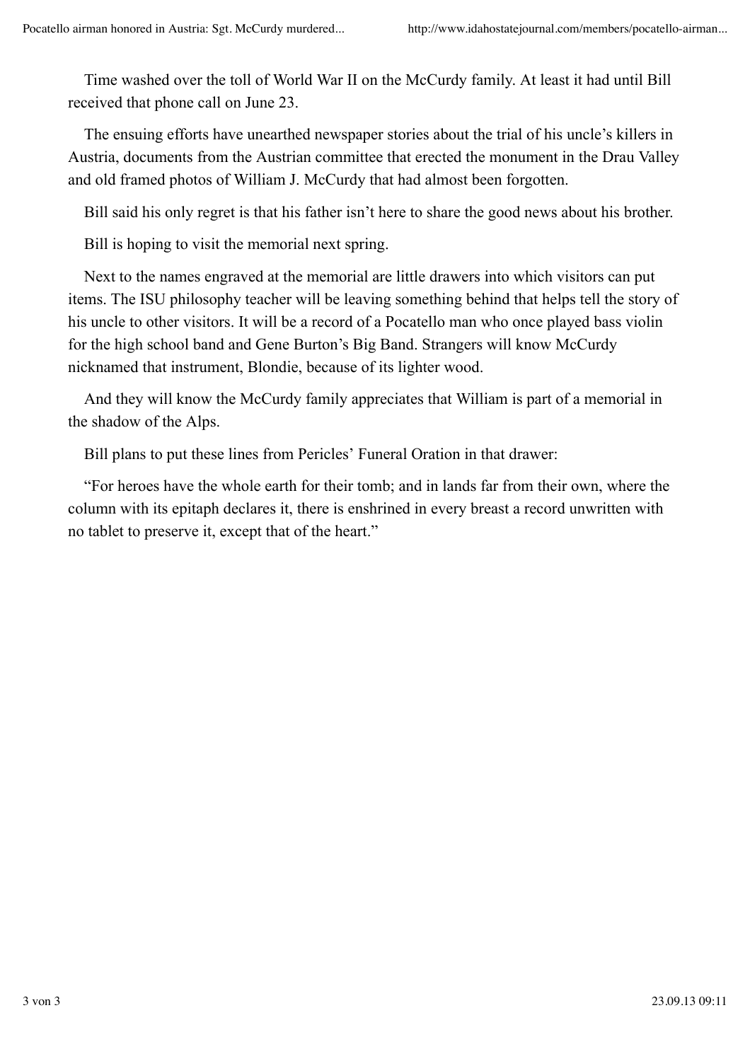Time washed over the toll of World War II on the McCurdy family. At least it had until Bill received that phone call on June 23.

The ensuing efforts have unearthed newspaper stories about the trial of his uncle's killers in Austria, documents from the Austrian committee that erected the monument in the Drau Valley and old framed photos of William J. McCurdy that had almost been forgotten.

Bill said his only regret is that his father isn't here to share the good news about his brother.

Bill is hoping to visit the memorial next spring.

Next to the names engraved at the memorial are little drawers into which visitors can put items. The ISU philosophy teacher will be leaving something behind that helps tell the story of his uncle to other visitors. It will be a record of a Pocatello man who once played bass violin for the high school band and Gene Burton's Big Band. Strangers will know McCurdy nicknamed that instrument, Blondie, because of its lighter wood.

And they will know the McCurdy family appreciates that William is part of a memorial in the shadow of the Alps.

Bill plans to put these lines from Pericles' Funeral Oration in that drawer:

"For heroes have the whole earth for their tomb; and in lands far from their own, where the column with its epitaph declares it, there is enshrined in every breast a record unwritten with no tablet to preserve it, except that of the heart."